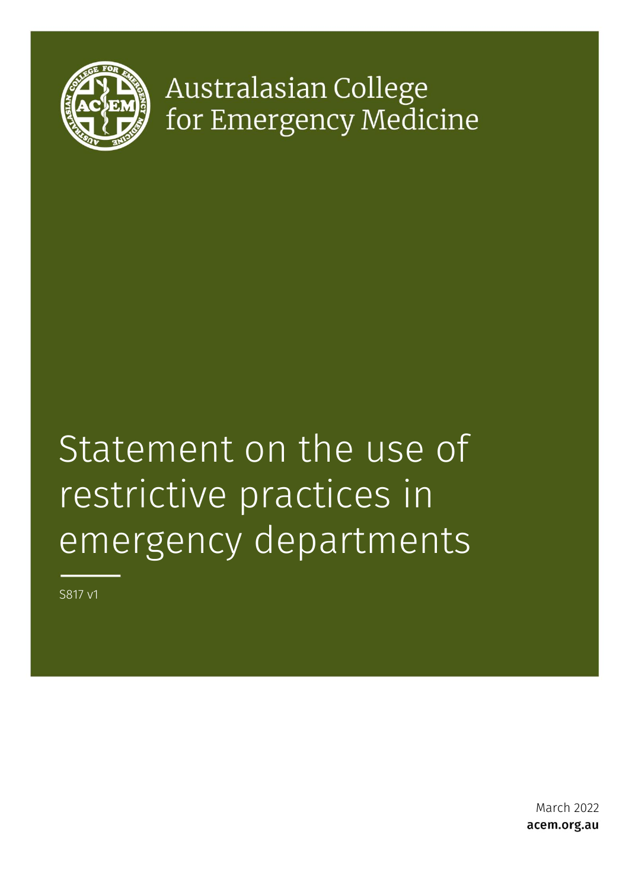Australasian College for Emergency Medicine

# Statement on the use of restrictive practices in emergency departments

S817 v1

March 2022

**acem.org.au**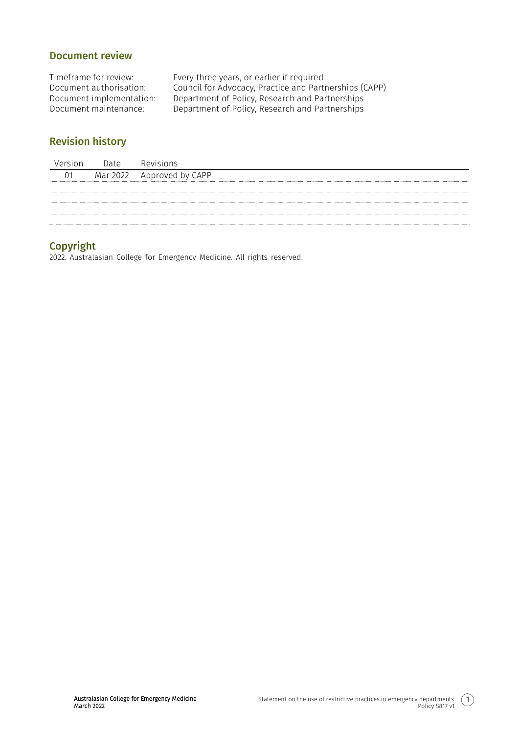## Document review

| | |
|---|---|
| Timeframe for review: | Every three years, or earlier if required |
| Document authorisation: | Council for Advocacy, Practice and Partnerships (CAPP) |
| Document implementation: | Department of Policy, Research and Partnerships |
| Document maintenance: | Department of Policy, Research and Partnerships |

## Revision history

| Version | Date | Revisions |
|---|---|---|
| 01 | Mar 2022 | Approved by CAPP |
| | | |
| | | |
| | | |
| | | |

## Copyright

2022. Australasian College for Emergency Medicine. All rights reserved.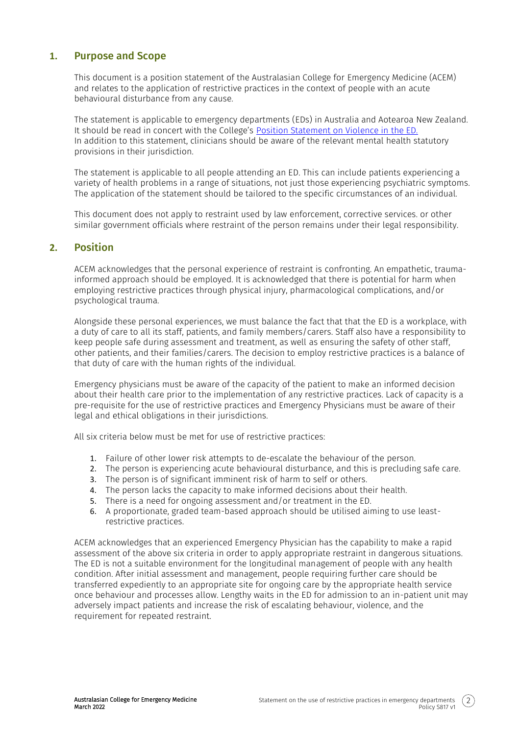## 1. Purpose and Scope

This document is a position statement of the Australasian College for Emergency Medicine (ACEM) and relates to the application of restrictive practices in the context of people with an acute behavioural disturbance from any cause.

The statement is applicable to emergency departments (EDs) in Australia and Aotearoa New Zealand. It should be read in concert with the College's [Position Statement on Violence in the ED.](#) In addition to this statement, clinicians should be aware of the relevant mental health statutory provisions in their jurisdiction.

The statement is applicable to all people attending an ED. This can include patients experiencing a variety of health problems in a range of situations, not just those experiencing psychiatric symptoms. The application of the statement should be tailored to the specific circumstances of an individual.

This document does not apply to restraint used by law enforcement, corrective services. or other similar government officials where restraint of the person remains under their legal responsibility.

## 2. Position

ACEM acknowledges that the personal experience of restraint is confronting. An empathetic, trauma-informed approach should be employed. It is acknowledged that there is potential for harm when employing restrictive practices through physical injury, pharmacological complications, and/or psychological trauma.

Alongside these personal experiences, we must balance the fact that that the ED is a workplace, with a duty of care to all its staff, patients, and family members/carers. Staff also have a responsibility to keep people safe during assessment and treatment, as well as ensuring the safety of other staff, other patients, and their families/carers. The decision to employ restrictive practices is a balance of that duty of care with the human rights of the individual.

Emergency physicians must be aware of the capacity of the patient to make an informed decision about their health care prior to the implementation of any restrictive practices. Lack of capacity is a pre-requisite for the use of restrictive practices and Emergency Physicians must be aware of their legal and ethical obligations in their jurisdictions.

All six criteria below must be met for use of restrictive practices:

1. Failure of other lower risk attempts to de-escalate the behaviour of the person.
2. The person is experiencing acute behavioural disturbance, and this is precluding safe care.
3. The person is of significant imminent risk of harm to self or others.
4. The person lacks the capacity to make informed decisions about their health.
5. There is a need for ongoing assessment and/or treatment in the ED.
6. A proportionate, graded team-based approach should be utilised aiming to use least-restrictive practices.

ACEM acknowledges that an experienced Emergency Physician has the capability to make a rapid assessment of the above six criteria in order to apply appropriate restraint in dangerous situations. The ED is not a suitable environment for the longitudinal management of people with any health condition. After initial assessment and management, people requiring further care should be transferred expediently to an appropriate site for ongoing care by the appropriate health service once behaviour and processes allow. Lengthy waits in the ED for admission to an in-patient unit may adversely impact patients and increase the risk of escalating behaviour, violence, and the requirement for repeated restraint.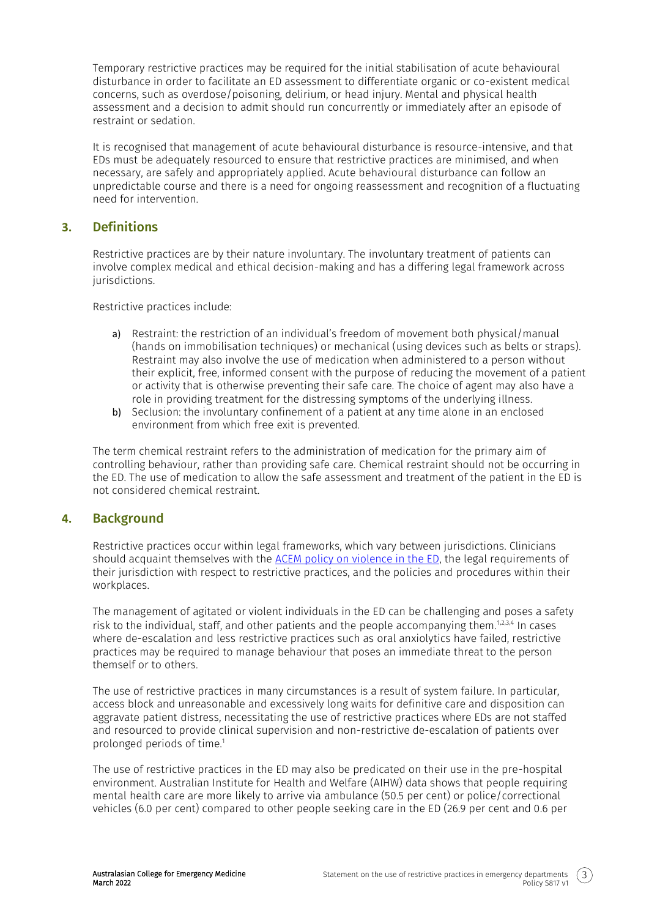Temporary restrictive practices may be required for the initial stabilisation of acute behavioural disturbance in order to facilitate an ED assessment to differentiate organic or co-existent medical concerns, such as overdose/poisoning, delirium, or head injury. Mental and physical health assessment and a decision to admit should run concurrently or immediately after an episode of restraint or sedation.

It is recognised that management of acute behavioural disturbance is resource-intensive, and that EDs must be adequately resourced to ensure that restrictive practices are minimised, and when necessary, are safely and appropriately applied. Acute behavioural disturbance can follow an unpredictable course and there is a need for ongoing reassessment and recognition of a fluctuating need for intervention.

## 3. Definitions

Restrictive practices are by their nature involuntary. The involuntary treatment of patients can involve complex medical and ethical decision-making and has a differing legal framework across jurisdictions.

Restrictive practices include:

a) Restraint: the restriction of an individual's freedom of movement both physical/manual (hands on immobilisation techniques) or mechanical (using devices such as belts or straps). Restraint may also involve the use of medication when administered to a person without their explicit, free, informed consent with the purpose of reducing the movement of a patient or activity that is otherwise preventing their safe care. The choice of agent may also have a role in providing treatment for the distressing symptoms of the underlying illness.

b) Seclusion: the involuntary confinement of a patient at any time alone in an enclosed environment from which free exit is prevented.

The term chemical restraint refers to the administration of medication for the primary aim of controlling behaviour, rather than providing safe care. Chemical restraint should not be occurring in the ED. The use of medication to allow the safe assessment and treatment of the patient in the ED is not considered chemical restraint.

## 4. Background

Restrictive practices occur within legal frameworks, which vary between jurisdictions. Clinicians should acquaint themselves with the ACEM policy on violence in the ED, the legal requirements of their jurisdiction with respect to restrictive practices, and the policies and procedures within their workplaces.

The management of agitated or violent individuals in the ED can be challenging and poses a safety risk to the individual, staff, and other patients and the people accompanying them.[1,2,3,4] In cases where de-escalation and less restrictive practices such as oral anxiolytics have failed, restrictive practices may be required to manage behaviour that poses an immediate threat to the person themself or to others.

The use of restrictive practices in many circumstances is a result of system failure. In particular, access block and unreasonable and excessively long waits for definitive care and disposition can aggravate patient distress, necessitating the use of restrictive practices where EDs are not staffed and resourced to provide clinical supervision and non-restrictive de-escalation of patients over prolonged periods of time.[1]

The use of restrictive practices in the ED may also be predicated on their use in the pre-hospital environment. Australian Institute for Health and Welfare (AIHW) data shows that people requiring mental health care are more likely to arrive via ambulance (50.5 per cent) or police/correctional vehicles (6.0 per cent) compared to other people seeking care in the ED (26.9 per cent and 0.6 per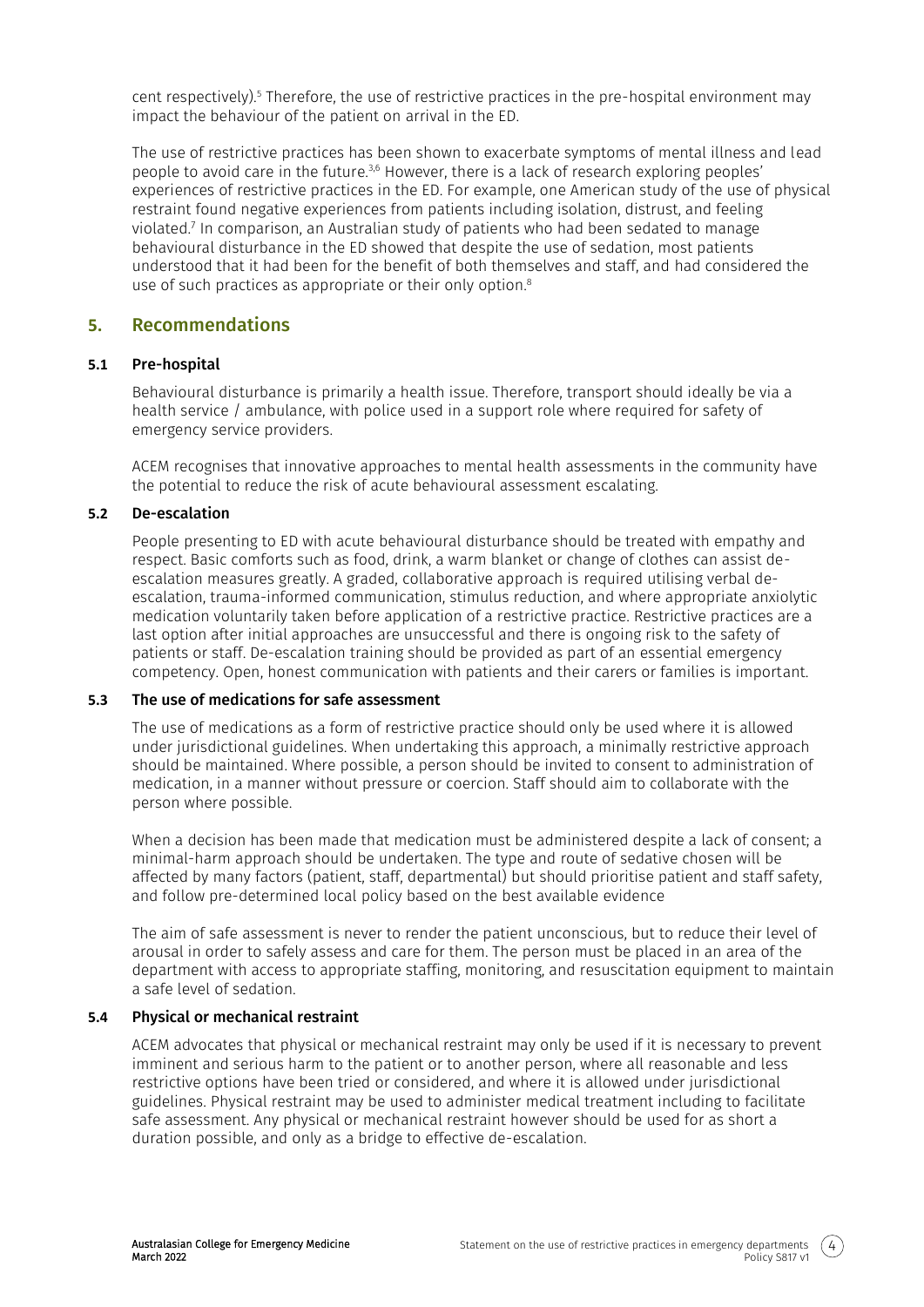cent respectively).[5] Therefore, the use of restrictive practices in the pre-hospital environment may impact the behaviour of the patient on arrival in the ED.

The use of restrictive practices has been shown to exacerbate symptoms of mental illness and lead people to avoid care in the future.[3,6] However, there is a lack of research exploring peoples' experiences of restrictive practices in the ED. For example, one American study of the use of physical restraint found negative experiences from patients including isolation, distrust, and feeling violated.[7] In comparison, an Australian study of patients who had been sedated to manage behavioural disturbance in the ED showed that despite the use of sedation, most patients understood that it had been for the benefit of both themselves and staff, and had considered the use of such practices as appropriate or their only option.[8]

## 5. Recommendations

### 5.1 Pre-hospital

Behavioural disturbance is primarily a health issue. Therefore, transport should ideally be via a health service / ambulance, with police used in a support role where required for safety of emergency service providers.

ACEM recognises that innovative approaches to mental health assessments in the community have the potential to reduce the risk of acute behavioural assessment escalating.

### 5.2 De-escalation

People presenting to ED with acute behavioural disturbance should be treated with empathy and respect. Basic comforts such as food, drink, a warm blanket or change of clothes can assist de-escalation measures greatly. A graded, collaborative approach is required utilising verbal de-escalation, trauma-informed communication, stimulus reduction, and where appropriate anxiolytic medication voluntarily taken before application of a restrictive practice. Restrictive practices are a last option after initial approaches are unsuccessful and there is ongoing risk to the safety of patients or staff. De-escalation training should be provided as part of an essential emergency competency. Open, honest communication with patients and their carers or families is important.

### 5.3 The use of medications for safe assessment

The use of medications as a form of restrictive practice should only be used where it is allowed under jurisdictional guidelines. When undertaking this approach, a minimally restrictive approach should be maintained. Where possible, a person should be invited to consent to administration of medication, in a manner without pressure or coercion. Staff should aim to collaborate with the person where possible.

When a decision has been made that medication must be administered despite a lack of consent; a minimal-harm approach should be undertaken. The type and route of sedative chosen will be affected by many factors (patient, staff, departmental) but should prioritise patient and staff safety, and follow pre-determined local policy based on the best available evidence

The aim of safe assessment is never to render the patient unconscious, but to reduce their level of arousal in order to safely assess and care for them. The person must be placed in an area of the department with access to appropriate staffing, monitoring, and resuscitation equipment to maintain a safe level of sedation.

### 5.4 Physical or mechanical restraint

ACEM advocates that physical or mechanical restraint may only be used if it is necessary to prevent imminent and serious harm to the patient or to another person, where all reasonable and less restrictive options have been tried or considered, and where it is allowed under jurisdictional guidelines. Physical restraint may be used to administer medical treatment including to facilitate safe assessment. Any physical or mechanical restraint however should be used for as short a duration possible, and only as a bridge to effective de-escalation.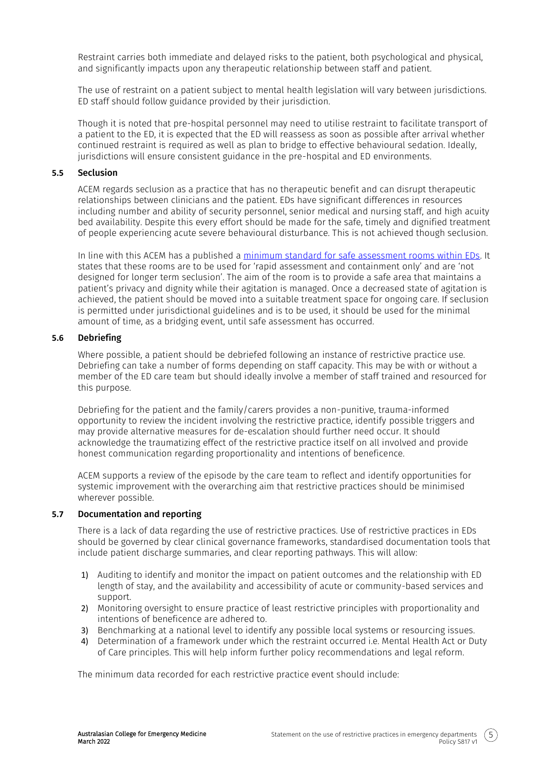Restraint carries both immediate and delayed risks to the patient, both psychological and physical, and significantly impacts upon any therapeutic relationship between staff and patient.

The use of restraint on a patient subject to mental health legislation will vary between jurisdictions. ED staff should follow guidance provided by their jurisdiction.

Though it is noted that pre-hospital personnel may need to utilise restraint to facilitate transport of a patient to the ED, it is expected that the ED will reassess as soon as possible after arrival whether continued restraint is required as well as plan to bridge to effective behavioural sedation. Ideally, jurisdictions will ensure consistent guidance in the pre-hospital and ED environments.

### 5.5 Seclusion

ACEM regards seclusion as a practice that has no therapeutic benefit and can disrupt therapeutic relationships between clinicians and the patient. EDs have significant differences in resources including number and ability of security personnel, senior medical and nursing staff, and high acuity bed availability. Despite this every effort should be made for the safe, timely and dignified treatment of people experiencing acute severe behavioural disturbance. This is not achieved though seclusion.

In line with this ACEM has a published a [minimum standard for safe assessment rooms within EDs](). It states that these rooms are to be used for 'rapid assessment and containment only' and are 'not designed for longer term seclusion'. The aim of the room is to provide a safe area that maintains a patient's privacy and dignity while their agitation is managed. Once a decreased state of agitation is achieved, the patient should be moved into a suitable treatment space for ongoing care. If seclusion is permitted under jurisdictional guidelines and is to be used, it should be used for the minimal amount of time, as a bridging event, until safe assessment has occurred.

### 5.6 Debriefing

Where possible, a patient should be debriefed following an instance of restrictive practice use. Debriefing can take a number of forms depending on staff capacity. This may be with or without a member of the ED care team but should ideally involve a member of staff trained and resourced for this purpose.

Debriefing for the patient and the family/carers provides a non-punitive, trauma-informed opportunity to review the incident involving the restrictive practice, identify possible triggers and may provide alternative measures for de-escalation should further need occur. It should acknowledge the traumatizing effect of the restrictive practice itself on all involved and provide honest communication regarding proportionality and intentions of beneficence.

ACEM supports a review of the episode by the care team to reflect and identify opportunities for systemic improvement with the overarching aim that restrictive practices should be minimised wherever possible.

### 5.7 Documentation and reporting

There is a lack of data regarding the use of restrictive practices. Use of restrictive practices in EDs should be governed by clear clinical governance frameworks, standardised documentation tools that include patient discharge summaries, and clear reporting pathways. This will allow:

1) Auditing to identify and monitor the impact on patient outcomes and the relationship with ED length of stay, and the availability and accessibility of acute or community-based services and support.
2) Monitoring oversight to ensure practice of least restrictive principles with proportionality and intentions of beneficence are adhered to.
3) Benchmarking at a national level to identify any possible local systems or resourcing issues.
4) Determination of a framework under which the restraint occurred i.e. Mental Health Act or Duty of Care principles. This will help inform further policy recommendations and legal reform.

The minimum data recorded for each restrictive practice event should include: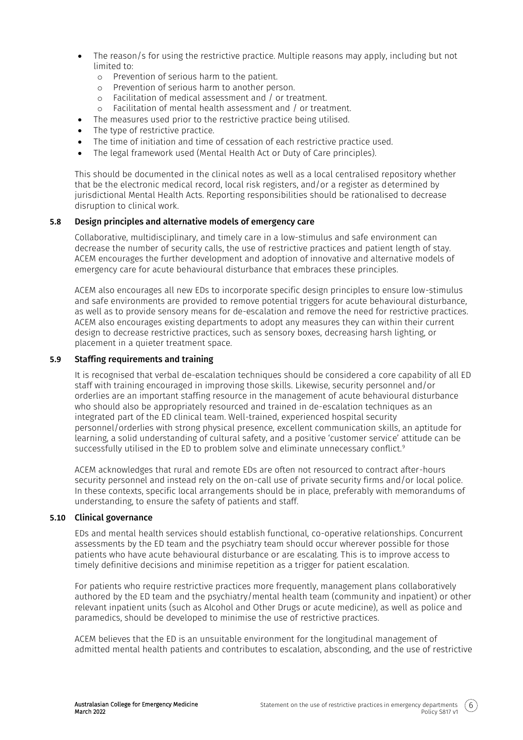- The reason/s for using the restrictive practice. Multiple reasons may apply, including but not limited to:
  - Prevention of serious harm to the patient.
  - Prevention of serious harm to another person.
  - Facilitation of medical assessment and / or treatment.
  - Facilitation of mental health assessment and / or treatment.
- The measures used prior to the restrictive practice being utilised.
- The type of restrictive practice.
- The time of initiation and time of cessation of each restrictive practice used.
- The legal framework used (Mental Health Act or Duty of Care principles).

This should be documented in the clinical notes as well as a local centralised repository whether that be the electronic medical record, local risk registers, and/or a register as determined by jurisdictional Mental Health Acts. Reporting responsibilities should be rationalised to decrease disruption to clinical work.

### 5.8 Design principles and alternative models of emergency care

Collaborative, multidisciplinary, and timely care in a low-stimulus and safe environment can decrease the number of security calls, the use of restrictive practices and patient length of stay. ACEM encourages the further development and adoption of innovative and alternative models of emergency care for acute behavioural disturbance that embraces these principles.

ACEM also encourages all new EDs to incorporate specific design principles to ensure low-stimulus and safe environments are provided to remove potential triggers for acute behavioural disturbance, as well as to provide sensory means for de-escalation and remove the need for restrictive practices. ACEM also encourages existing departments to adopt any measures they can within their current design to decrease restrictive practices, such as sensory boxes, decreasing harsh lighting, or placement in a quieter treatment space.

### 5.9 Staffing requirements and training

It is recognised that verbal de-escalation techniques should be considered a core capability of all ED staff with training encouraged in improving those skills. Likewise, security personnel and/or orderlies are an important staffing resource in the management of acute behavioural disturbance who should also be appropriately resourced and trained in de-escalation techniques as an integrated part of the ED clinical team. Well-trained, experienced hospital security personnel/orderlies with strong physical presence, excellent communication skills, an aptitude for learning, a solid understanding of cultural safety, and a positive 'customer service' attitude can be successfully utilised in the ED to problem solve and eliminate unnecessary conflict.[9]

ACEM acknowledges that rural and remote EDs are often not resourced to contract after-hours security personnel and instead rely on the on-call use of private security firms and/or local police. In these contexts, specific local arrangements should be in place, preferably with memorandums of understanding, to ensure the safety of patients and staff.

### 5.10 Clinical governance

EDs and mental health services should establish functional, co-operative relationships. Concurrent assessments by the ED team and the psychiatry team should occur wherever possible for those patients who have acute behavioural disturbance or are escalating. This is to improve access to timely definitive decisions and minimise repetition as a trigger for patient escalation.

For patients who require restrictive practices more frequently, management plans collaboratively authored by the ED team and the psychiatry/mental health team (community and inpatient) or other relevant inpatient units (such as Alcohol and Other Drugs or acute medicine), as well as police and paramedics, should be developed to minimise the use of restrictive practices.

ACEM believes that the ED is an unsuitable environment for the longitudinal management of admitted mental health patients and contributes to escalation, absconding, and the use of restrictive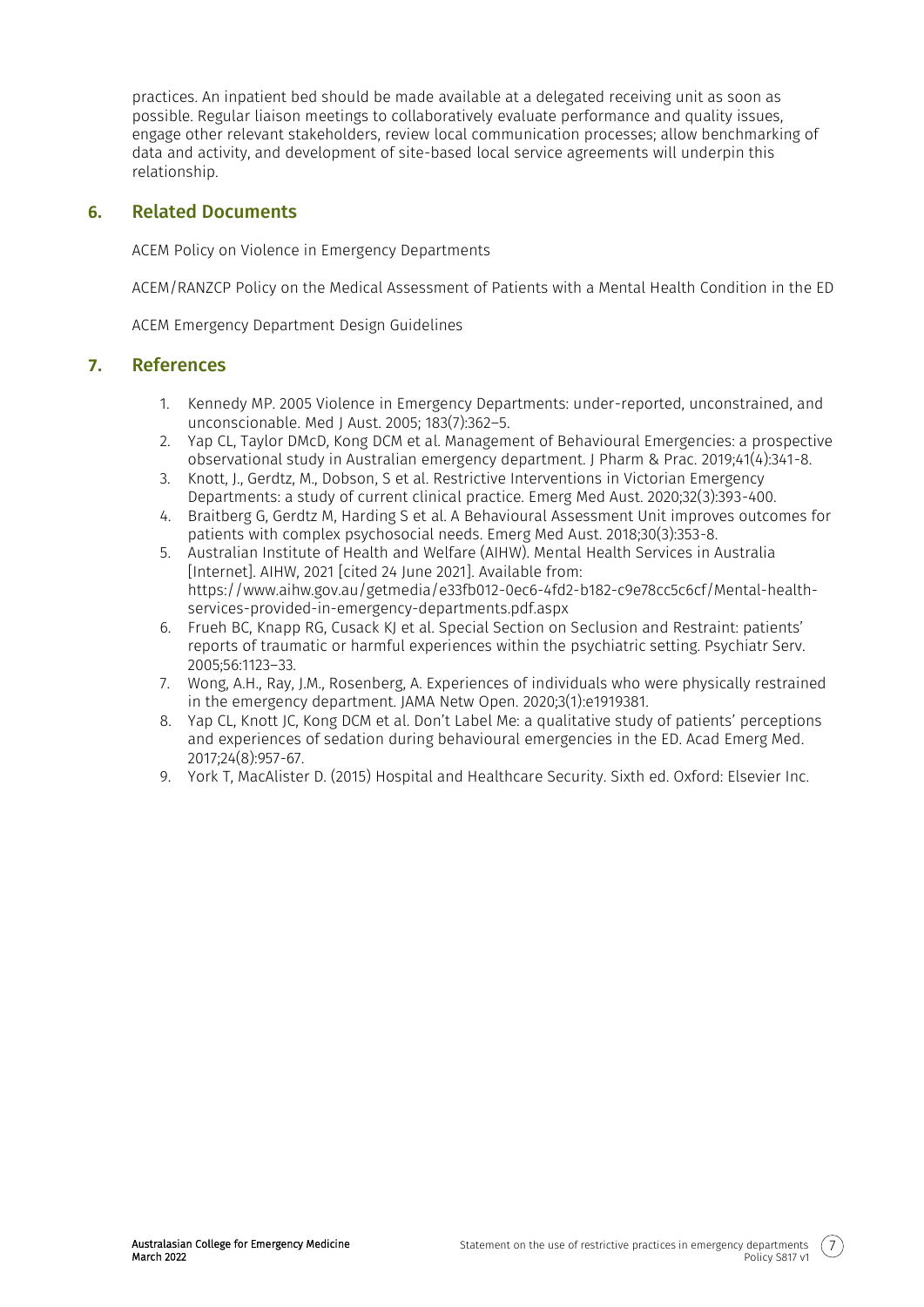practices. An inpatient bed should be made available at a delegated receiving unit as soon as possible. Regular liaison meetings to collaboratively evaluate performance and quality issues, engage other relevant stakeholders, review local communication processes; allow benchmarking of data and activity, and development of site-based local service agreements will underpin this relationship.

## 6. Related Documents

ACEM Policy on Violence in Emergency Departments

ACEM/RANZCP Policy on the Medical Assessment of Patients with a Mental Health Condition in the ED

ACEM Emergency Department Design Guidelines

## 7. References

1. Kennedy MP. 2005 Violence in Emergency Departments: under-reported, unconstrained, and unconscionable. Med J Aust. 2005; 183(7):362–5.
2. Yap CL, Taylor DMcD, Kong DCM et al. Management of Behavioural Emergencies: a prospective observational study in Australian emergency department. J Pharm & Prac. 2019;41(4):341-8.
3. Knott, J., Gerdtz, M., Dobson, S et al. Restrictive Interventions in Victorian Emergency Departments: a study of current clinical practice. Emerg Med Aust. 2020;32(3):393-400.
4. Braitberg G, Gerdtz M, Harding S et al. A Behavioural Assessment Unit improves outcomes for patients with complex psychosocial needs. Emerg Med Aust. 2018;30(3):353-8.
5. Australian Institute of Health and Welfare (AIHW). Mental Health Services in Australia [Internet]. AIHW, 2021 [cited 24 June 2021]. Available from: https://www.aihw.gov.au/getmedia/e33fb012-0ec6-4fd2-b182-c9e78cc5c6cf/Mental-health-services-provided-in-emergency-departments.pdf.aspx
6. Frueh BC, Knapp RG, Cusack KJ et al. Special Section on Seclusion and Restraint: patients' reports of traumatic or harmful experiences within the psychiatric setting. Psychiatr Serv. 2005;56:1123–33.
7. Wong, A.H., Ray, J.M., Rosenberg, A. Experiences of individuals who were physically restrained in the emergency department. JAMA Netw Open. 2020;3(1):e1919381.
8. Yap CL, Knott JC, Kong DCM et al. Don't Label Me: a qualitative study of patients' perceptions and experiences of sedation during behavioural emergencies in the ED. Acad Emerg Med. 2017;24(8):957-67.
9. York T, MacAlister D. (2015) Hospital and Healthcare Security. Sixth ed. Oxford: Elsevier Inc.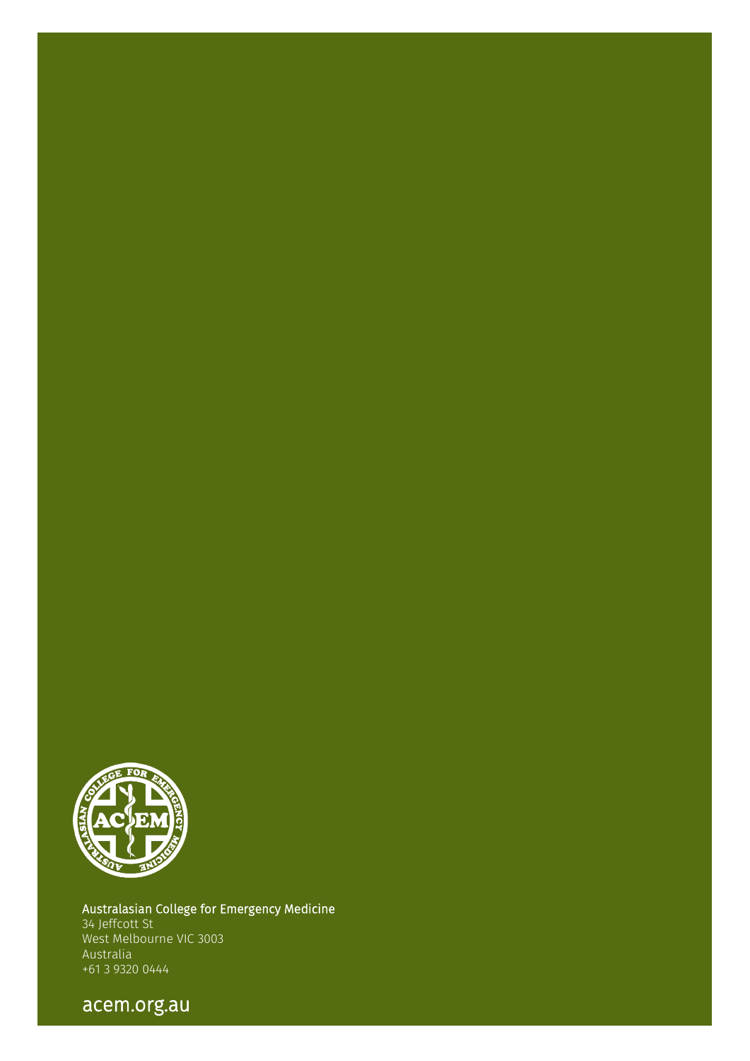Australasian College for Emergency Medicine
34 Jeffcott St
West Melbourne VIC 3003
Australia
+61 3 9320 0444

acem.org.au